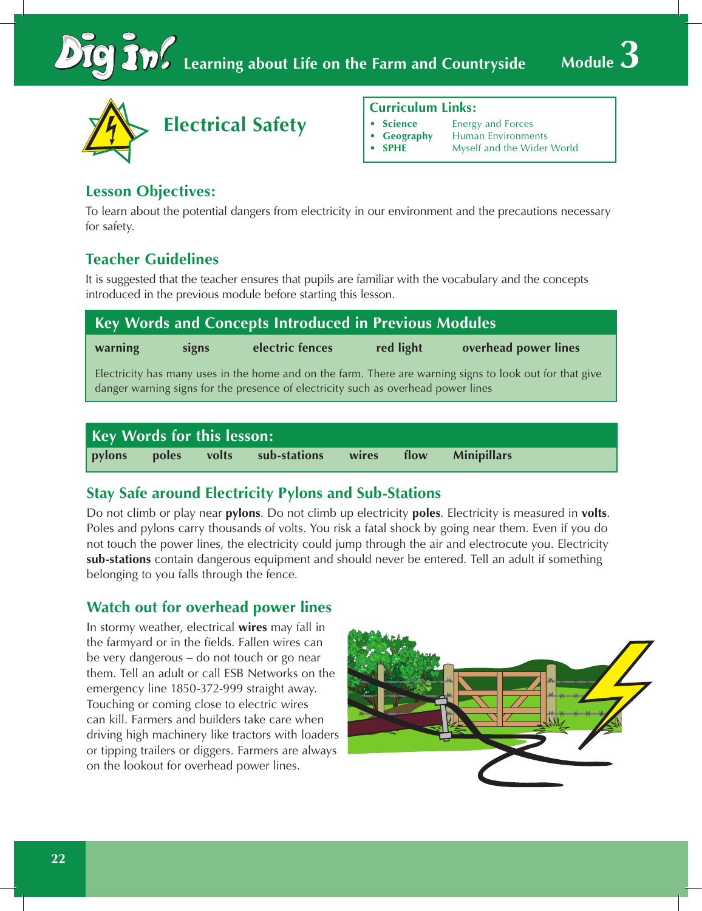# Electrical Safety

**Curriculum Links:**

- **Science** Energy and Forces
- **Geography** Human Environments
- **SPHE** Myself and the Wider World

## Lesson Objectives:

To learn about the potential dangers from electricity in our environment and the precautions necessary for safety.

## Teacher Guidelines

It is suggested that the teacher ensures that pupils are familiar with the vocabulary and the concepts introduced in the previous module before starting this lesson.

### Key Words and Concepts Introduced in Previous Modules

**warning** **signs** **electric fences** **red light** **overhead power lines**

Electricity has many uses in the home and on the farm. There are warning signs to look out for that give danger warning signs for the presence of electricity such as overhead power lines

### Key Words for this lesson:

**pylons** **poles** **volts** **sub-stations** **wires** **flow** **Minipillars**

## Stay Safe around Electricity Pylons and Sub-Stations

Do not climb or play near **pylons**. Do not climb up electricity **poles**. Electricity is measured in **volts**. Poles and pylons carry thousands of volts. You risk a fatal shock by going near them. Even if you do not touch the power lines, the electricity could jump through the air and electrocute you. Electricity **sub-stations** contain dangerous equipment and should never be entered. Tell an adult if something belonging to you falls through the fence.

## Watch out for overhead power lines

In stormy weather, electrical **wires** may fall in the farmyard or in the fields. Fallen wires can be very dangerous – do not touch or go near them. Tell an adult or call ESB Networks on the emergency line 1850-372-999 straight away. Touching or coming close to electric wires can kill. Farmers and builders take care when driving high machinery like tractors with loaders or tipping trailers or diggers. Farmers are always on the lookout for overhead power lines.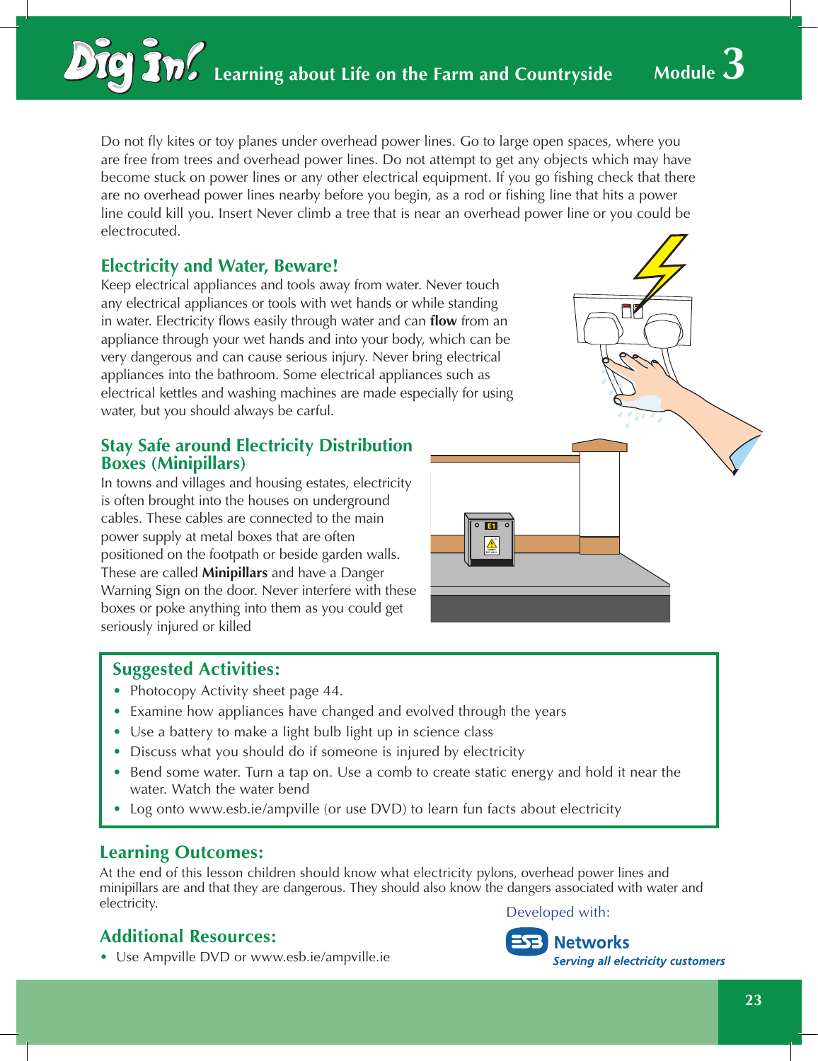Do not fly kites or toy planes under overhead power lines. Go to large open spaces, where you are free from trees and overhead power lines. Do not attempt to get any objects which may have become stuck on power lines or any other electrical equipment. If you go fishing check that there are no overhead power lines nearby before you begin, as a rod or fishing line that hits a power line could kill you. Insert Never climb a tree that is near an overhead power line or you could be electrocuted.

## Electricity and Water, Beware!

Keep electrical appliances and tools away from water. Never touch any electrical appliances or tools with wet hands or while standing in water. Electricity flows easily through water and can **flow** from an appliance through your wet hands and into your body, which can be very dangerous and can cause serious injury. Never bring electrical appliances into the bathroom. Some electrical appliances such as electrical kettles and washing machines are made especially for using water, but you should always be carful.

## Stay Safe around Electricity Distribution Boxes (Minipillars)

In towns and villages and housing estates, electricity is often brought into the houses on underground cables. These cables are connected to the main power supply at metal boxes that are often positioned on the footpath or beside garden walls. These are called **Minipillars** and have a Danger Warning Sign on the door. Never interfere with these boxes or poke anything into them as you could get seriously injured or killed

## Suggested Activities:

- Photocopy Activity sheet page 44.
- Examine how appliances have changed and evolved through the years
- Use a battery to make a light bulb light up in science class
- Discuss what you should do if someone is injured by electricity
- Bend some water. Turn a tap on. Use a comb to create static energy and hold it near the water. Watch the water bend
- Log onto www.esb.ie/ampville (or use DVD) to learn fun facts about electricity

## Learning Outcomes:

At the end of this lesson children should know what electricity pylons, overhead power lines and minipillars are and that they are dangerous. They should also know the dangers associated with water and electricity.

## Additional Resources:

- Use Ampville DVD or www.esb.ie/ampville.ie

Developed with:

ESB Networks
*Serving all electricity customers*